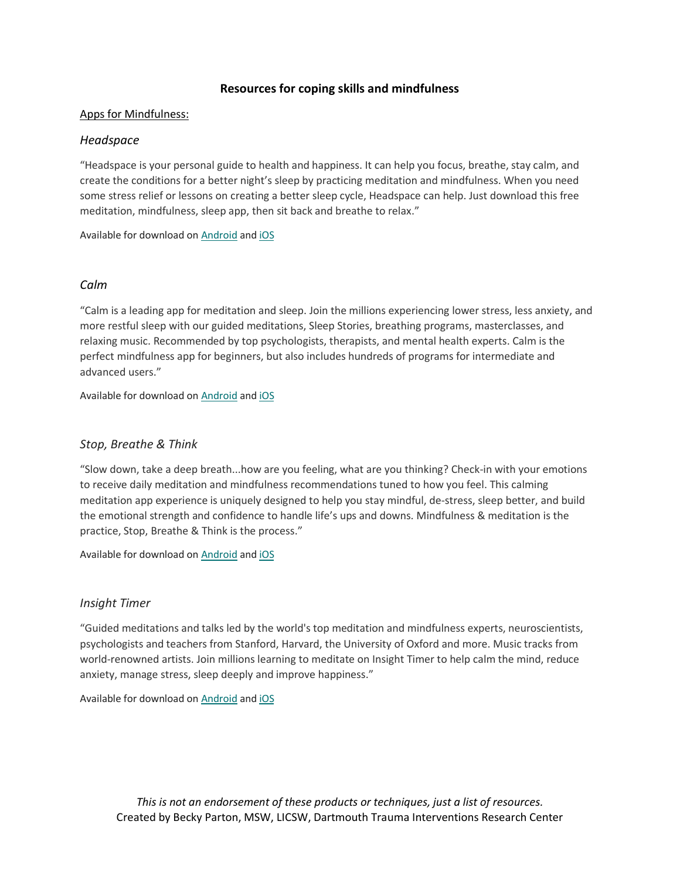# Resources for coping skills and mindfulness

## Apps for Mindfulness:

### *Headspace*

"Headspace is your personal guide to health and happiness. It can help you focus, breathe, stay calm, and create the conditions for a better night's sleep by practicing meditation and mindfulness. When you need some stress relief or lessons on creating a better sleep cycle, Headspace can help. Just download this free meditation, mindfulness, sleep app, then sit back and breathe to relax."

Available for download on Android and iOS

### *Calm*

"Calm is a leading app for meditation and sleep. Join the millions experiencing lower stress, less anxiety, and more restful sleep with our guided meditations, Sleep Stories, breathing programs, masterclasses, and relaxing music. Recommended by top psychologists, therapists, and mental health experts. Calm is the perfect mindfulness app for beginners, but also includes hundreds of programs for intermediate and advanced users."

Available for download on Android and iOS

### *Stop, Breathe & Think*

"Slow down, take a deep breath...how are you feeling, what are you thinking? Check-in with your emotions to receive daily meditation and mindfulness recommendations tuned to how you feel. This calming meditation app experience is uniquely designed to help you stay mindful, de-stress, sleep better, and build the emotional strength and confidence to handle life's ups and downs. Mindfulness & meditation is the practice, Stop, Breathe & Think is the process."

Available for download on Android and iOS

### *Insight Timer*

"Guided meditations and talks led by the world's top meditation and mindfulness experts, neuroscientists, psychologists and teachers from Stanford, Harvard, the University of Oxford and more. Music tracks from world-renowned artists. Join millions learning to meditate on Insight Timer to help calm the mind, reduce anxiety, manage stress, sleep deeply and improve happiness."

Available for download on Android and iOS

*This is not an endorsement of these products or techniques, just a list of resources.*
Created by Becky Parton, MSW, LICSW, Dartmouth Trauma Interventions Research Center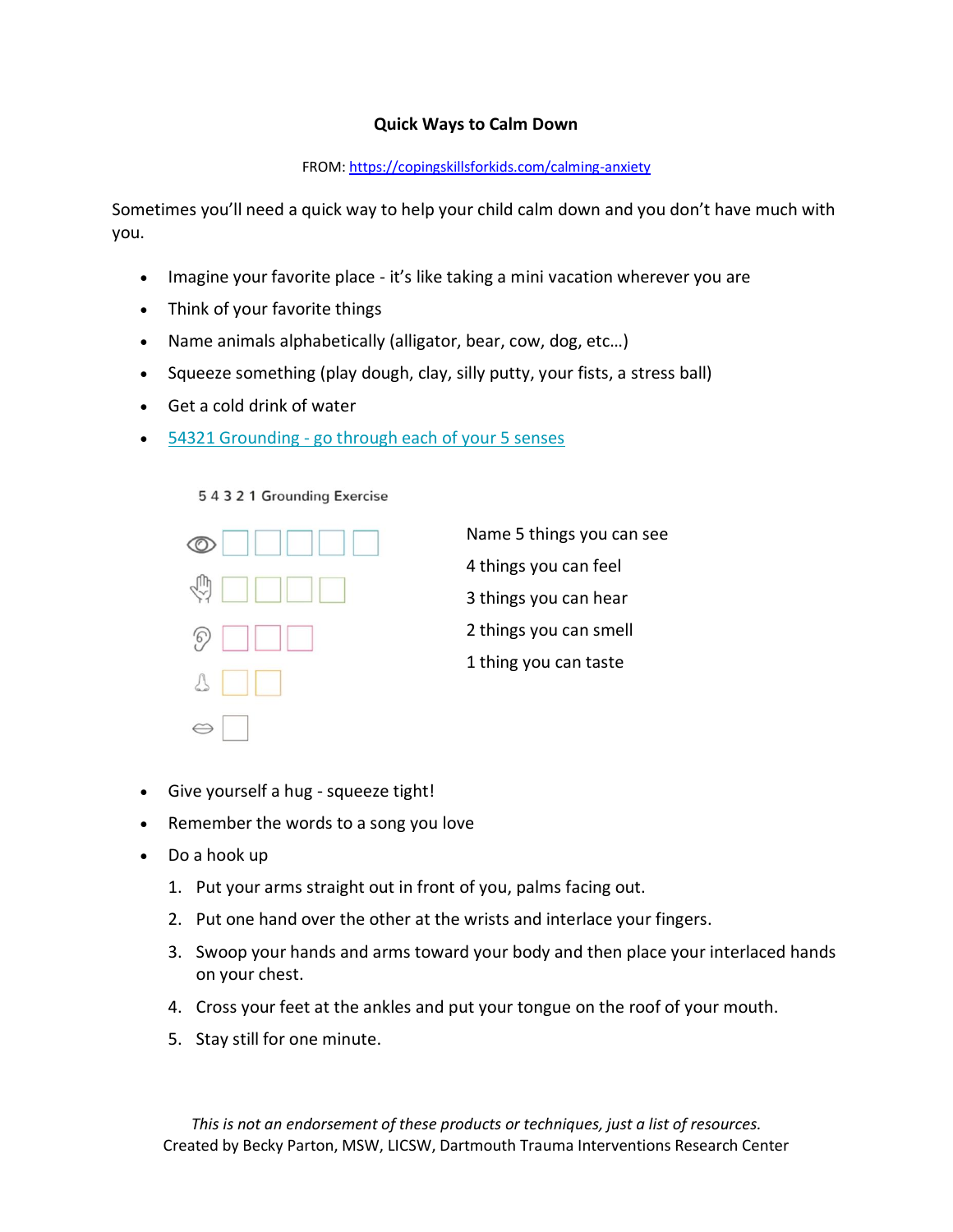**Quick Ways to Calm Down**

FROM: [https://copingskillsforkids.com/calming-anxiety](https://copingskillsforkids.com/calming-anxiety)

Sometimes you'll need a quick way to help your child calm down and you don't have much with you.

- Imagine your favorite place - it's like taking a mini vacation wherever you are
- Think of your favorite things
- Name animals alphabetically (alligator, bear, cow, dog, etc…)
- Squeeze something (play dough, clay, silly putty, your fists, a stress ball)
- Get a cold drink of water
- 54321 Grounding - go through each of your 5 senses

5 4 3 2 1 Grounding Exercise

Name 5 things you can see

4 things you can feel

3 things you can hear

2 things you can smell

1 thing you can taste

- Give yourself a hug - squeeze tight!
- Remember the words to a song you love
- Do a hook up
  1. Put your arms straight out in front of you, palms facing out.
  2. Put one hand over the other at the wrists and interlace your fingers.
  3. Swoop your hands and arms toward your body and then place your interlaced hands on your chest.
  4. Cross your feet at the ankles and put your tongue on the roof of your mouth.
  5. Stay still for one minute.

*This is not an endorsement of these products or techniques, just a list of resources.*
Created by Becky Parton, MSW, LICSW, Dartmouth Trauma Interventions Research Center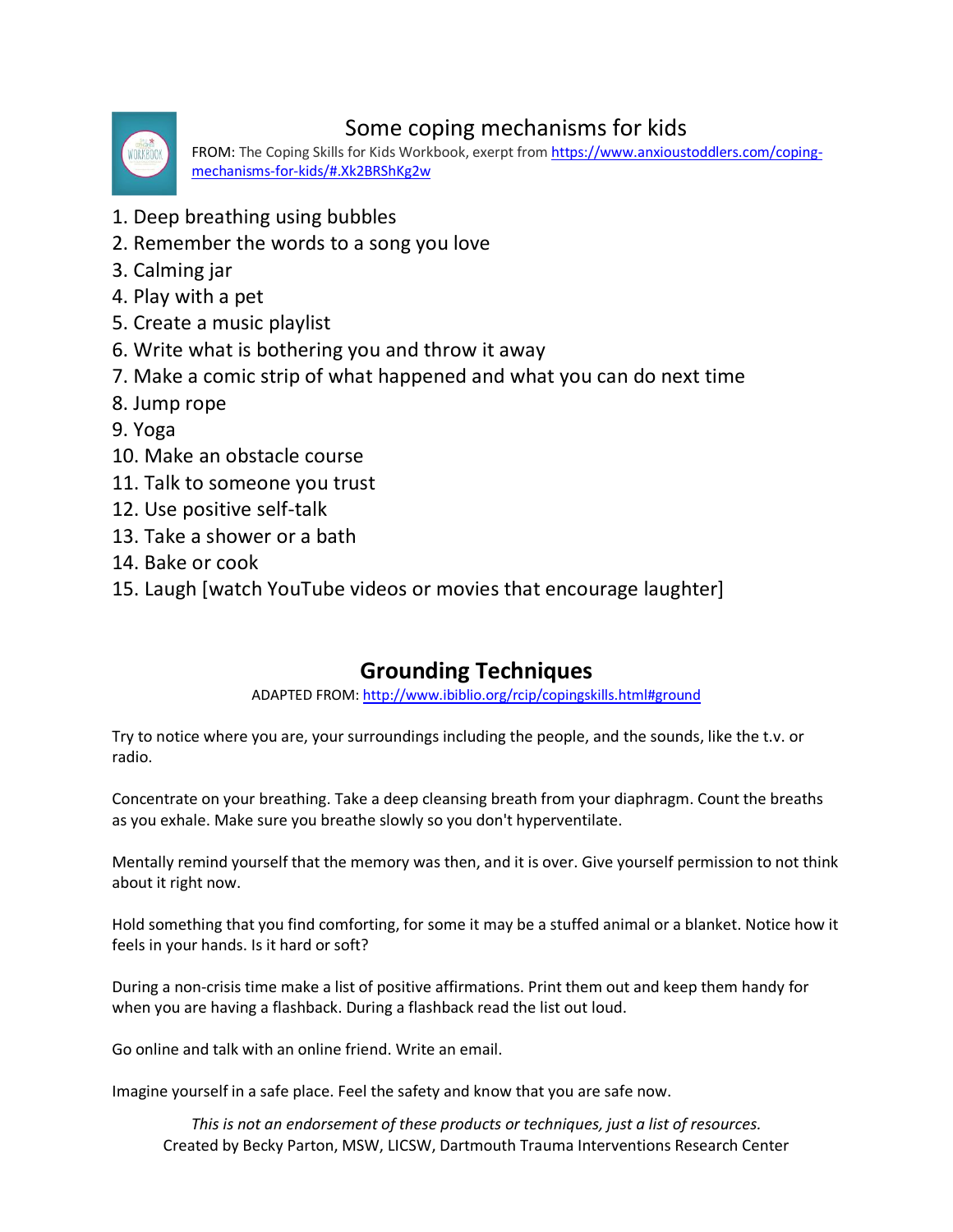## Some coping mechanisms for kids

FROM: The Coping Skills for Kids Workbook, exerpt from https://www.anxioustoddlers.com/coping-mechanisms-for-kids/#.Xk2BRShKg2w

1. Deep breathing using bubbles
2. Remember the words to a song you love
3. Calming jar
4. Play with a pet
5. Create a music playlist
6. Write what is bothering you and throw it away
7. Make a comic strip of what happened and what you can do next time
8. Jump rope
9. Yoga
10. Make an obstacle course
11. Talk to someone you trust
12. Use positive self-talk
13. Take a shower or a bath
14. Bake or cook
15. Laugh [watch YouTube videos or movies that encourage laughter]

## Grounding Techniques

ADAPTED FROM: http://www.ibiblio.org/rcip/copingskills.html#ground

Try to notice where you are, your surroundings including the people, and the sounds, like the t.v. or radio.

Concentrate on your breathing. Take a deep cleansing breath from your diaphragm. Count the breaths as you exhale. Make sure you breathe slowly so you don't hyperventilate.

Mentally remind yourself that the memory was then, and it is over. Give yourself permission to not think about it right now.

Hold something that you find comforting, for some it may be a stuffed animal or a blanket. Notice how it feels in your hands. Is it hard or soft?

During a non-crisis time make a list of positive affirmations. Print them out and keep them handy for when you are having a flashback. During a flashback read the list out loud.

Go online and talk with an online friend. Write an email.

Imagine yourself in a safe place. Feel the safety and know that you are safe now.

*This is not an endorsement of these products or techniques, just a list of resources.*
Created by Becky Parton, MSW, LICSW, Dartmouth Trauma Interventions Research Center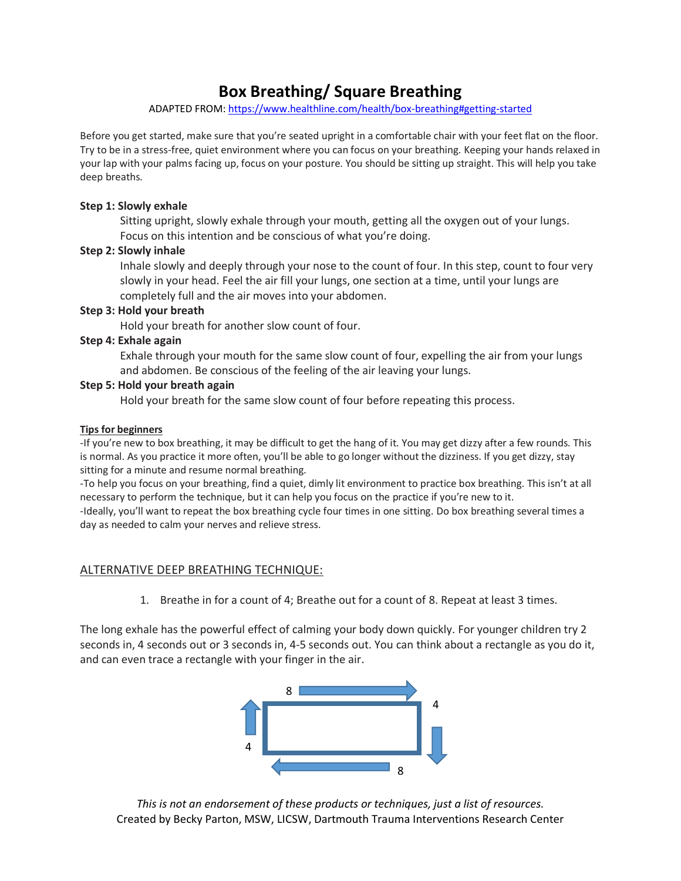# Box Breathing/ Square Breathing

ADAPTED FROM: https://www.healthline.com/health/box-breathing#getting-started

Before you get started, make sure that you're seated upright in a comfortable chair with your feet flat on the floor. Try to be in a stress-free, quiet environment where you can focus on your breathing. Keeping your hands relaxed in your lap with your palms facing up, focus on your posture. You should be sitting up straight. This will help you take deep breaths.

**Step 1: Slowly exhale**

Sitting upright, slowly exhale through your mouth, getting all the oxygen out of your lungs. Focus on this intention and be conscious of what you're doing.

**Step 2: Slowly inhale**

Inhale slowly and deeply through your nose to the count of four. In this step, count to four very slowly in your head. Feel the air fill your lungs, one section at a time, until your lungs are completely full and the air moves into your abdomen.

**Step 3: Hold your breath**

Hold your breath for another slow count of four.

**Step 4: Exhale again**

Exhale through your mouth for the same slow count of four, expelling the air from your lungs and abdomen. Be conscious of the feeling of the air leaving your lungs.

**Step 5: Hold your breath again**

Hold your breath for the same slow count of four before repeating this process.

**Tips for beginners**

-If you're new to box breathing, it may be difficult to get the hang of it. You may get dizzy after a few rounds. This is normal. As you practice it more often, you'll be able to go longer without the dizziness. If you get dizzy, stay sitting for a minute and resume normal breathing.

-To help you focus on your breathing, find a quiet, dimly lit environment to practice box breathing. This isn't at all necessary to perform the technique, but it can help you focus on the practice if you're new to it.

-Ideally, you'll want to repeat the box breathing cycle four times in one sitting. Do box breathing several times a day as needed to calm your nerves and relieve stress.

## ALTERNATIVE DEEP BREATHING TECHNIQUE:

1. Breathe in for a count of 4; Breathe out for a count of 8. Repeat at least 3 times.

The long exhale has the powerful effect of calming your body down quickly. For younger children try 2 seconds in, 4 seconds out or 3 seconds in, 4-5 seconds out. You can think about a rectangle as you do it, and can even trace a rectangle with your finger in the air.

8

4

4

8

*This is not an endorsement of these products or techniques, just a list of resources.*

Created by Becky Parton, MSW, LICSW, Dartmouth Trauma Interventions Research Center